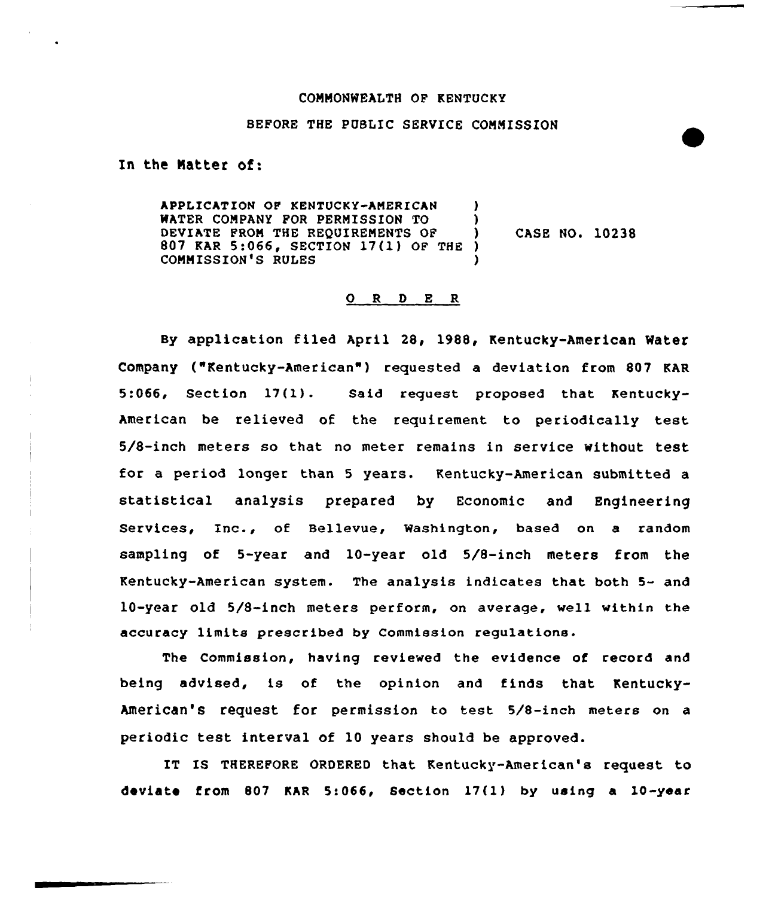COMMONWEALTH OF KENTUCKY

BEFORE THE PUBLIC SERVICE COMMISSION

In the Matter of:

| | | |
|---|---|---|
| APPLICATION OF KENTUCKY-AMERICAN WATER COMPANY FOR PERMISSION TO DEVIATE FROM THE REQUIREMENTS OF 807 KAR 5:066, SECTION 17(1) OF THE COMMISSION'S RULES | ) | CASE NO. 10238 |

## O R D E R

By application filed April 28, 1988, Kentucky-American Water Company ("Kentucky-American") requested a deviation from 807 KAR 5:066, Section 17(1). Said request proposed that Kentucky-American be relieved of the requirement to periodically test 5/8-inch meters so that no meter remains in service without test for a period longer than 5 years. Kentucky-American submitted a statistical analysis prepared by Economic and Engineering Services, Inc., of Bellevue, Washington, based on a random sampling of 5-year and 10-year old 5/8-inch meters from the Kentucky-American system. The analysis indicates that both 5- and 10-year old 5/8-inch meters perform, on average, well within the accuracy limits prescribed by Commission regulations.

The Commission, having reviewed the evidence of record and being advised, is of the opinion and finds that Kentucky-American's request for permission to test 5/8-inch meters on a periodic test interval of 10 years should be approved.

IT IS THEREFORE ORDERED that Kentucky-American's request to deviate from 807 KAR 5:066, Section 17(1) by using a 10-year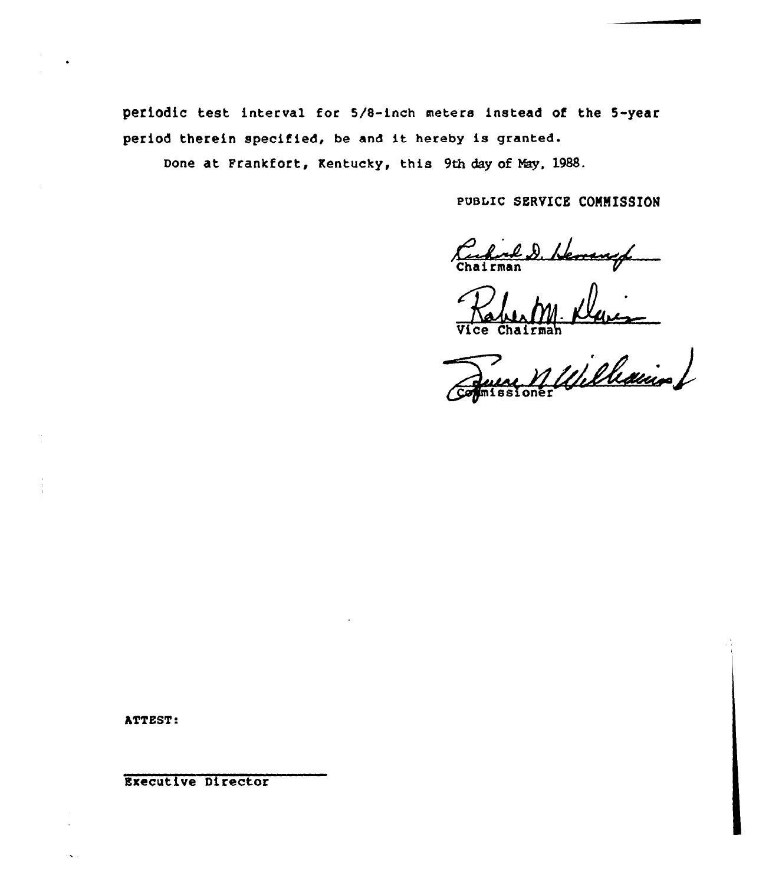periodic test interval for 5/8-inch meters instead of the 5-year period therein specified, be and it hereby is granted.

Done at Frankfort, Kentucky, this 9th day of May, 1988.

PUBLIC SERVICE COMMISSION

Chairman

Vice Chairman

Commissioner

ATTEST:

Executive Director